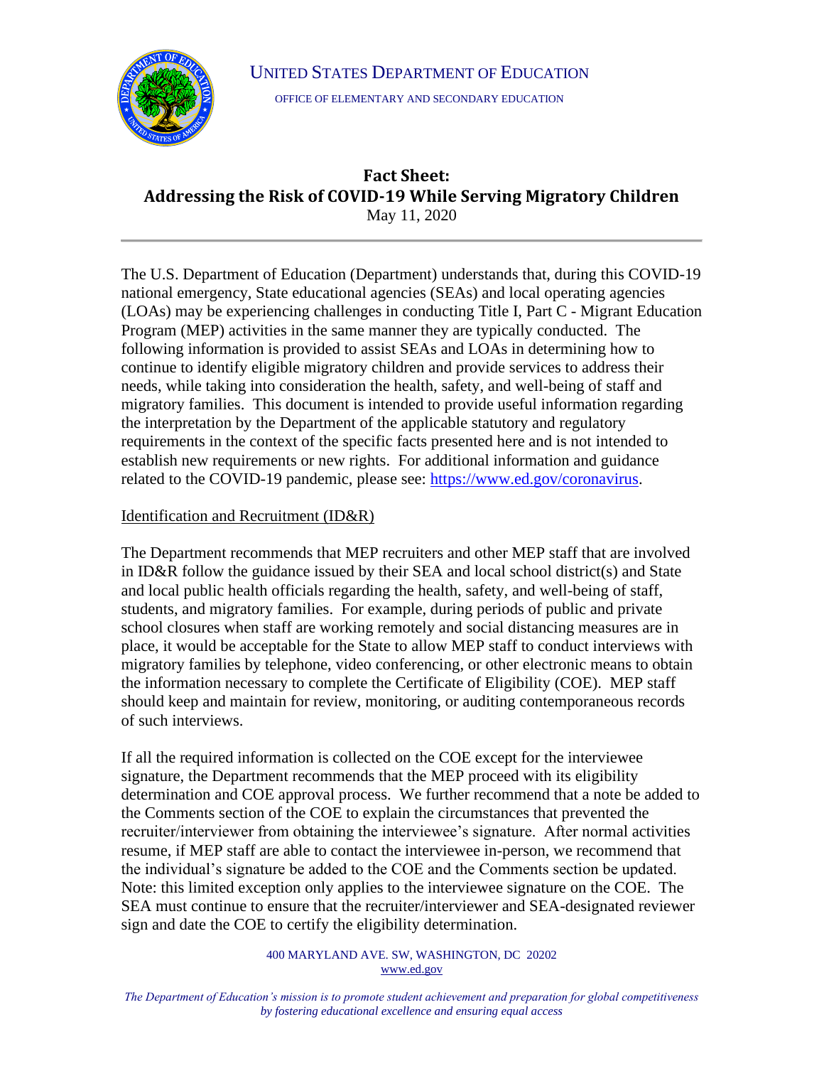UNITED STATES DEPARTMENT OF EDUCATION

OFFICE OF ELEMENTARY AND SECONDARY EDUCATION

# Fact Sheet: Addressing the Risk of COVID-19 While Serving Migratory Children

May 11, 2020

The U.S. Department of Education (Department) understands that, during this COVID-19 national emergency, State educational agencies (SEAs) and local operating agencies (LOAs) may be experiencing challenges in conducting Title I, Part C - Migrant Education Program (MEP) activities in the same manner they are typically conducted. The following information is provided to assist SEAs and LOAs in determining how to continue to identify eligible migratory children and provide services to address their needs, while taking into consideration the health, safety, and well-being of staff and migratory families. This document is intended to provide useful information regarding the interpretation by the Department of the applicable statutory and regulatory requirements in the context of the specific facts presented here and is not intended to establish new requirements or new rights. For additional information and guidance related to the COVID-19 pandemic, please see: https://www.ed.gov/coronavirus.

## Identification and Recruitment (ID&R)

The Department recommends that MEP recruiters and other MEP staff that are involved in ID&R follow the guidance issued by their SEA and local school district(s) and State and local public health officials regarding the health, safety, and well-being of staff, students, and migratory families. For example, during periods of public and private school closures when staff are working remotely and social distancing measures are in place, it would be acceptable for the State to allow MEP staff to conduct interviews with migratory families by telephone, video conferencing, or other electronic means to obtain the information necessary to complete the Certificate of Eligibility (COE). MEP staff should keep and maintain for review, monitoring, or auditing contemporaneous records of such interviews.

If all the required information is collected on the COE except for the interviewee signature, the Department recommends that the MEP proceed with its eligibility determination and COE approval process. We further recommend that a note be added to the Comments section of the COE to explain the circumstances that prevented the recruiter/interviewer from obtaining the interviewee's signature. After normal activities resume, if MEP staff are able to contact the interviewee in-person, we recommend that the individual's signature be added to the COE and the Comments section be updated. Note: this limited exception only applies to the interviewee signature on the COE. The SEA must continue to ensure that the recruiter/interviewer and SEA-designated reviewer sign and date the COE to certify the eligibility determination.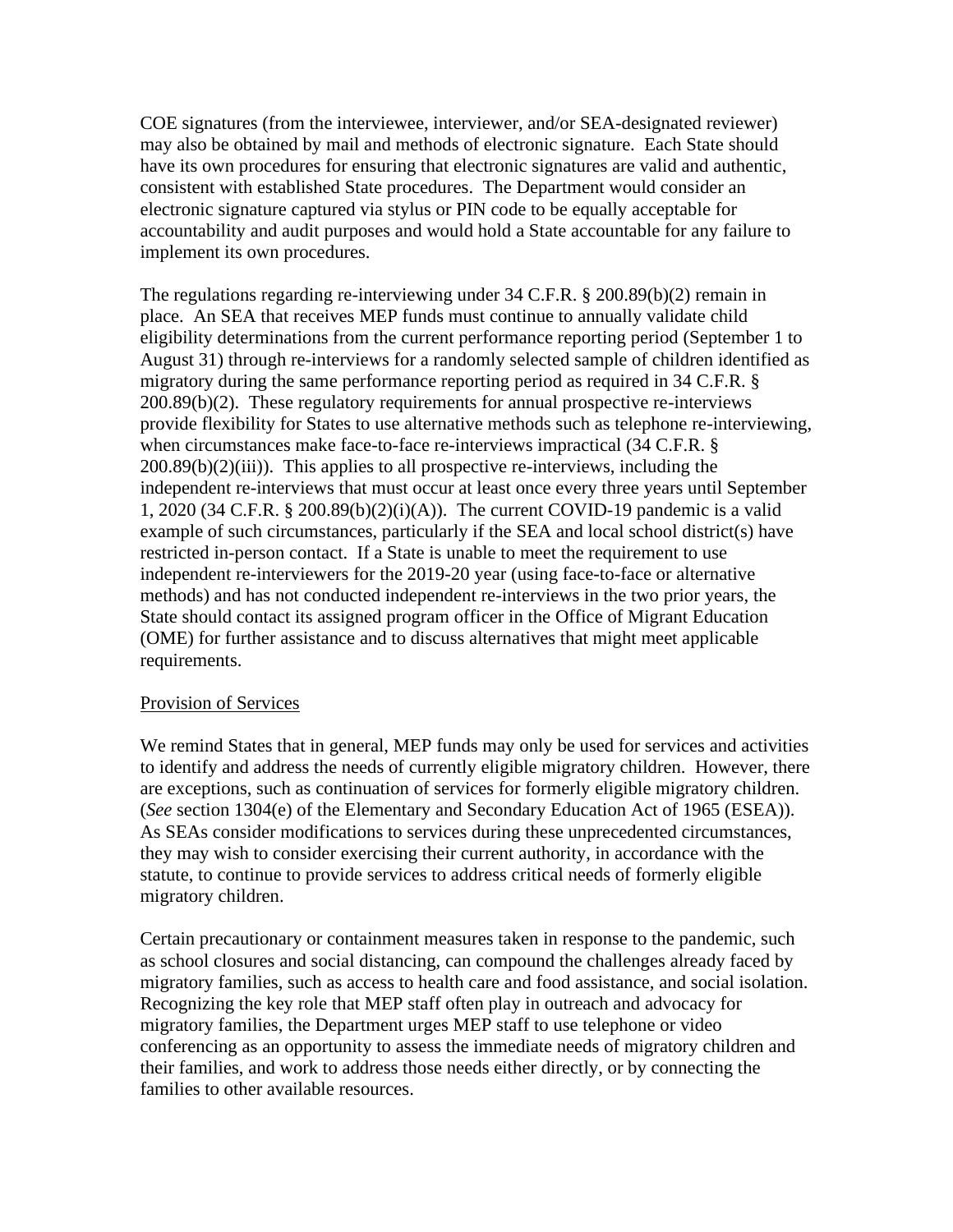COE signatures (from the interviewee, interviewer, and/or SEA-designated reviewer) may also be obtained by mail and methods of electronic signature. Each State should have its own procedures for ensuring that electronic signatures are valid and authentic, consistent with established State procedures. The Department would consider an electronic signature captured via stylus or PIN code to be equally acceptable for accountability and audit purposes and would hold a State accountable for any failure to implement its own procedures.

The regulations regarding re-interviewing under 34 C.F.R. § 200.89(b)(2) remain in place. An SEA that receives MEP funds must continue to annually validate child eligibility determinations from the current performance reporting period (September 1 to August 31) through re-interviews for a randomly selected sample of children identified as migratory during the same performance reporting period as required in 34 C.F.R. § 200.89(b)(2). These regulatory requirements for annual prospective re-interviews provide flexibility for States to use alternative methods such as telephone re-interviewing, when circumstances make face-to-face re-interviews impractical (34 C.F.R. § 200.89(b)(2)(iii)). This applies to all prospective re-interviews, including the independent re-interviews that must occur at least once every three years until September 1, 2020 (34 C.F.R. § 200.89(b)(2)(i)(A)). The current COVID-19 pandemic is a valid example of such circumstances, particularly if the SEA and local school district(s) have restricted in-person contact. If a State is unable to meet the requirement to use independent re-interviewers for the 2019-20 year (using face-to-face or alternative methods) and has not conducted independent re-interviews in the two prior years, the State should contact its assigned program officer in the Office of Migrant Education (OME) for further assistance and to discuss alternatives that might meet applicable requirements.

Provision of Services

We remind States that in general, MEP funds may only be used for services and activities to identify and address the needs of currently eligible migratory children. However, there are exceptions, such as continuation of services for formerly eligible migratory children. (*See* section 1304(e) of the Elementary and Secondary Education Act of 1965 (ESEA)). As SEAs consider modifications to services during these unprecedented circumstances, they may wish to consider exercising their current authority, in accordance with the statute, to continue to provide services to address critical needs of formerly eligible migratory children.

Certain precautionary or containment measures taken in response to the pandemic, such as school closures and social distancing, can compound the challenges already faced by migratory families, such as access to health care and food assistance, and social isolation. Recognizing the key role that MEP staff often play in outreach and advocacy for migratory families, the Department urges MEP staff to use telephone or video conferencing as an opportunity to assess the immediate needs of migratory children and their families, and work to address those needs either directly, or by connecting the families to other available resources.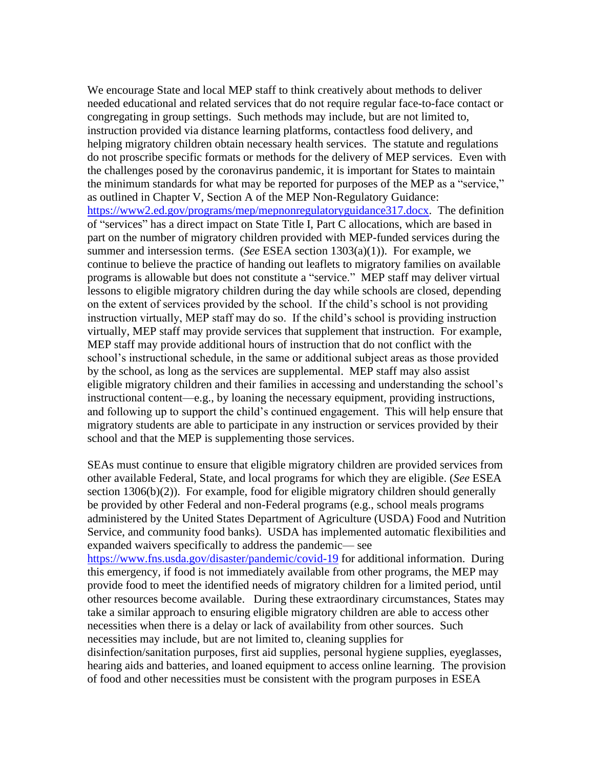We encourage State and local MEP staff to think creatively about methods to deliver needed educational and related services that do not require regular face-to-face contact or congregating in group settings. Such methods may include, but are not limited to, instruction provided via distance learning platforms, contactless food delivery, and helping migratory children obtain necessary health services. The statute and regulations do not proscribe specific formats or methods for the delivery of MEP services. Even with the challenges posed by the coronavirus pandemic, it is important for States to maintain the minimum standards for what may be reported for purposes of the MEP as a "service," as outlined in Chapter V, Section A of the MEP Non-Regulatory Guidance: [https://www2.ed.gov/programs/mep/mepnonregulatoryguidance317.docx](https://www2.ed.gov/programs/mep/mepnonregulatoryguidance317.docx). The definition of "services" has a direct impact on State Title I, Part C allocations, which are based in part on the number of migratory children provided with MEP-funded services during the summer and intersession terms. (*See* ESEA section 1303(a)(1)). For example, we continue to believe the practice of handing out leaflets to migratory families on available programs is allowable but does not constitute a "service." MEP staff may deliver virtual lessons to eligible migratory children during the day while schools are closed, depending on the extent of services provided by the school. If the child's school is not providing instruction virtually, MEP staff may do so. If the child's school is providing instruction virtually, MEP staff may provide services that supplement that instruction. For example, MEP staff may provide additional hours of instruction that do not conflict with the school's instructional schedule, in the same or additional subject areas as those provided by the school, as long as the services are supplemental. MEP staff may also assist eligible migratory children and their families in accessing and understanding the school's instructional content—e.g., by loaning the necessary equipment, providing instructions, and following up to support the child's continued engagement. This will help ensure that migratory students are able to participate in any instruction or services provided by their school and that the MEP is supplementing those services.

SEAs must continue to ensure that eligible migratory children are provided services from other available Federal, State, and local programs for which they are eligible. (*See* ESEA section 1306(b)(2)). For example, food for eligible migratory children should generally be provided by other Federal and non-Federal programs (e.g., school meals programs administered by the United States Department of Agriculture (USDA) Food and Nutrition Service, and community food banks). USDA has implemented automatic flexibilities and expanded waivers specifically to address the pandemic— see [https://www.fns.usda.gov/disaster/pandemic/covid-19](https://www.fns.usda.gov/disaster/pandemic/covid-19) for additional information. During this emergency, if food is not immediately available from other programs, the MEP may provide food to meet the identified needs of migratory children for a limited period, until other resources become available. During these extraordinary circumstances, States may take a similar approach to ensuring eligible migratory children are able to access other necessities when there is a delay or lack of availability from other sources. Such necessities may include, but are not limited to, cleaning supplies for disinfection/sanitation purposes, first aid supplies, personal hygiene supplies, eyeglasses, hearing aids and batteries, and loaned equipment to access online learning. The provision of food and other necessities must be consistent with the program purposes in ESEA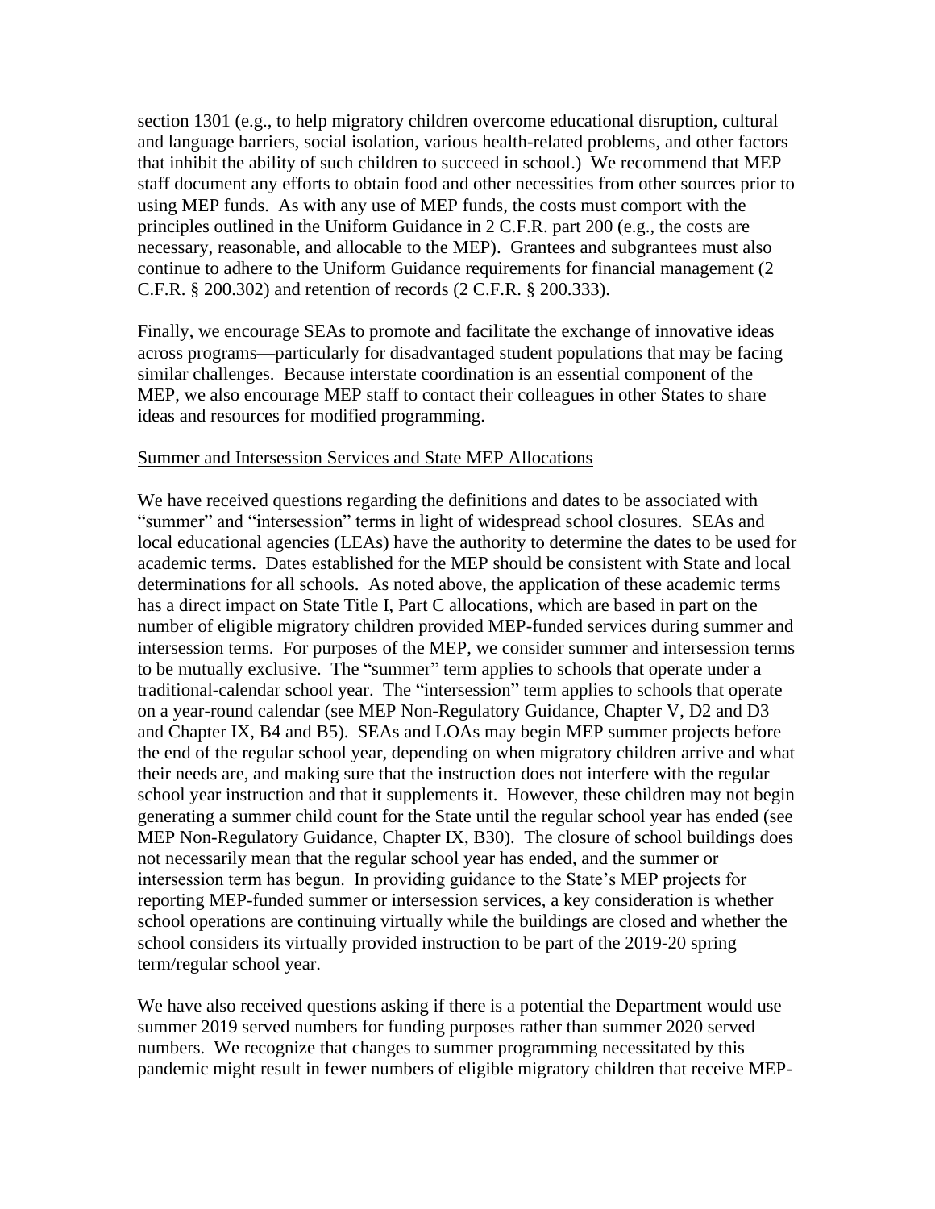section 1301 (e.g., to help migratory children overcome educational disruption, cultural and language barriers, social isolation, various health-related problems, and other factors that inhibit the ability of such children to succeed in school.) We recommend that MEP staff document any efforts to obtain food and other necessities from other sources prior to using MEP funds. As with any use of MEP funds, the costs must comport with the principles outlined in the Uniform Guidance in 2 C.F.R. part 200 (e.g., the costs are necessary, reasonable, and allocable to the MEP). Grantees and subgrantees must also continue to adhere to the Uniform Guidance requirements for financial management (2 C.F.R. § 200.302) and retention of records (2 C.F.R. § 200.333).

Finally, we encourage SEAs to promote and facilitate the exchange of innovative ideas across programs—particularly for disadvantaged student populations that may be facing similar challenges. Because interstate coordination is an essential component of the MEP, we also encourage MEP staff to contact their colleagues in other States to share ideas and resources for modified programming.

<u>Summer and Intersession Services and State MEP Allocations</u>

We have received questions regarding the definitions and dates to be associated with "summer" and "intersession" terms in light of widespread school closures. SEAs and local educational agencies (LEAs) have the authority to determine the dates to be used for academic terms. Dates established for the MEP should be consistent with State and local determinations for all schools. As noted above, the application of these academic terms has a direct impact on State Title I, Part C allocations, which are based in part on the number of eligible migratory children provided MEP-funded services during summer and intersession terms. For purposes of the MEP, we consider summer and intersession terms to be mutually exclusive. The "summer" term applies to schools that operate under a traditional-calendar school year. The "intersession" term applies to schools that operate on a year-round calendar (see MEP Non-Regulatory Guidance, Chapter V, D2 and D3 and Chapter IX, B4 and B5). SEAs and LOAs may begin MEP summer projects before the end of the regular school year, depending on when migratory children arrive and what their needs are, and making sure that the instruction does not interfere with the regular school year instruction and that it supplements it. However, these children may not begin generating a summer child count for the State until the regular school year has ended (see MEP Non-Regulatory Guidance, Chapter IX, B30). The closure of school buildings does not necessarily mean that the regular school year has ended, and the summer or intersession term has begun. In providing guidance to the State's MEP projects for reporting MEP-funded summer or intersession services, a key consideration is whether school operations are continuing virtually while the buildings are closed and whether the school considers its virtually provided instruction to be part of the 2019-20 spring term/regular school year.

We have also received questions asking if there is a potential the Department would use summer 2019 served numbers for funding purposes rather than summer 2020 served numbers. We recognize that changes to summer programming necessitated by this pandemic might result in fewer numbers of eligible migratory children that receive MEP-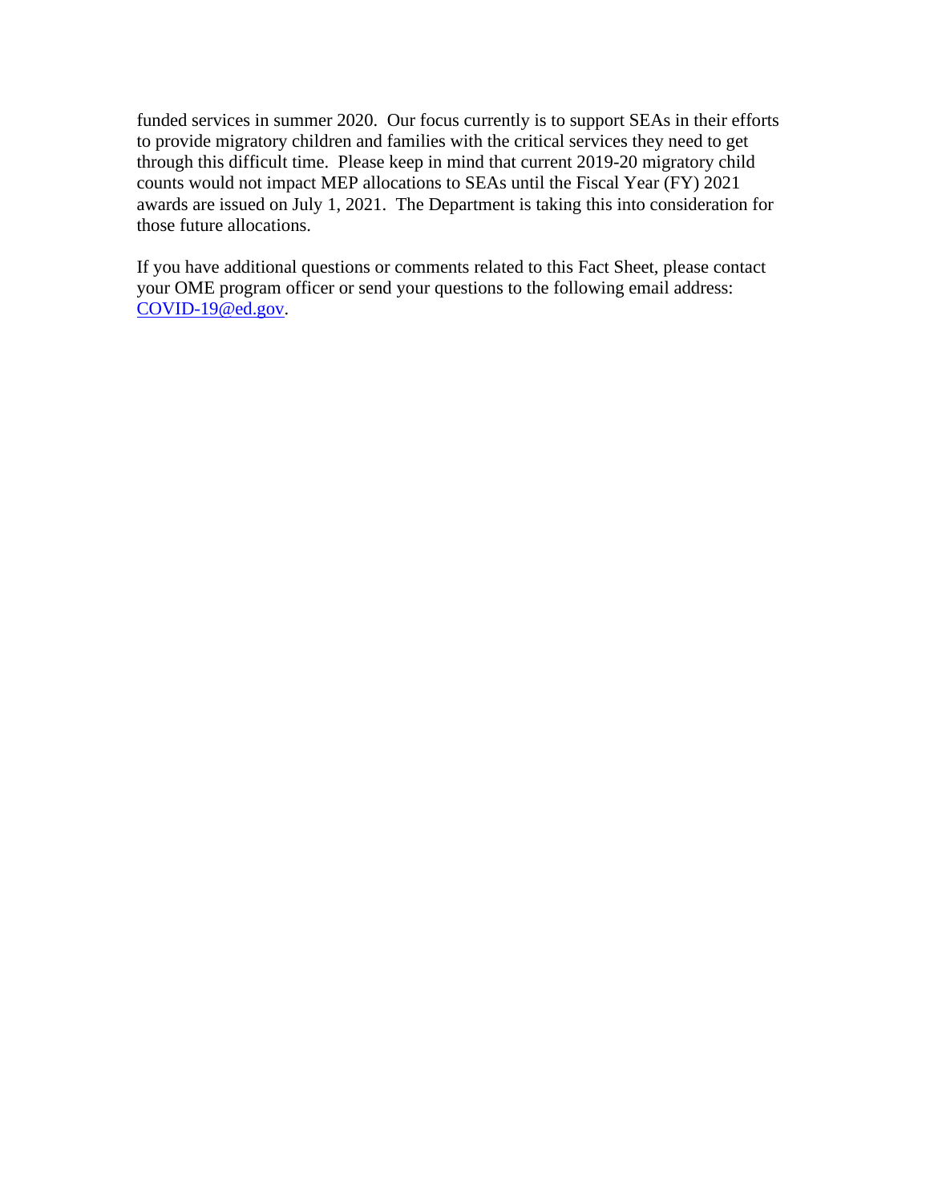funded services in summer 2020. Our focus currently is to support SEAs in their efforts to provide migratory children and families with the critical services they need to get through this difficult time. Please keep in mind that current 2019-20 migratory child counts would not impact MEP allocations to SEAs until the Fiscal Year (FY) 2021 awards are issued on July 1, 2021. The Department is taking this into consideration for those future allocations.

If you have additional questions or comments related to this Fact Sheet, please contact your OME program officer or send your questions to the following email address: COVID-19@ed.gov.